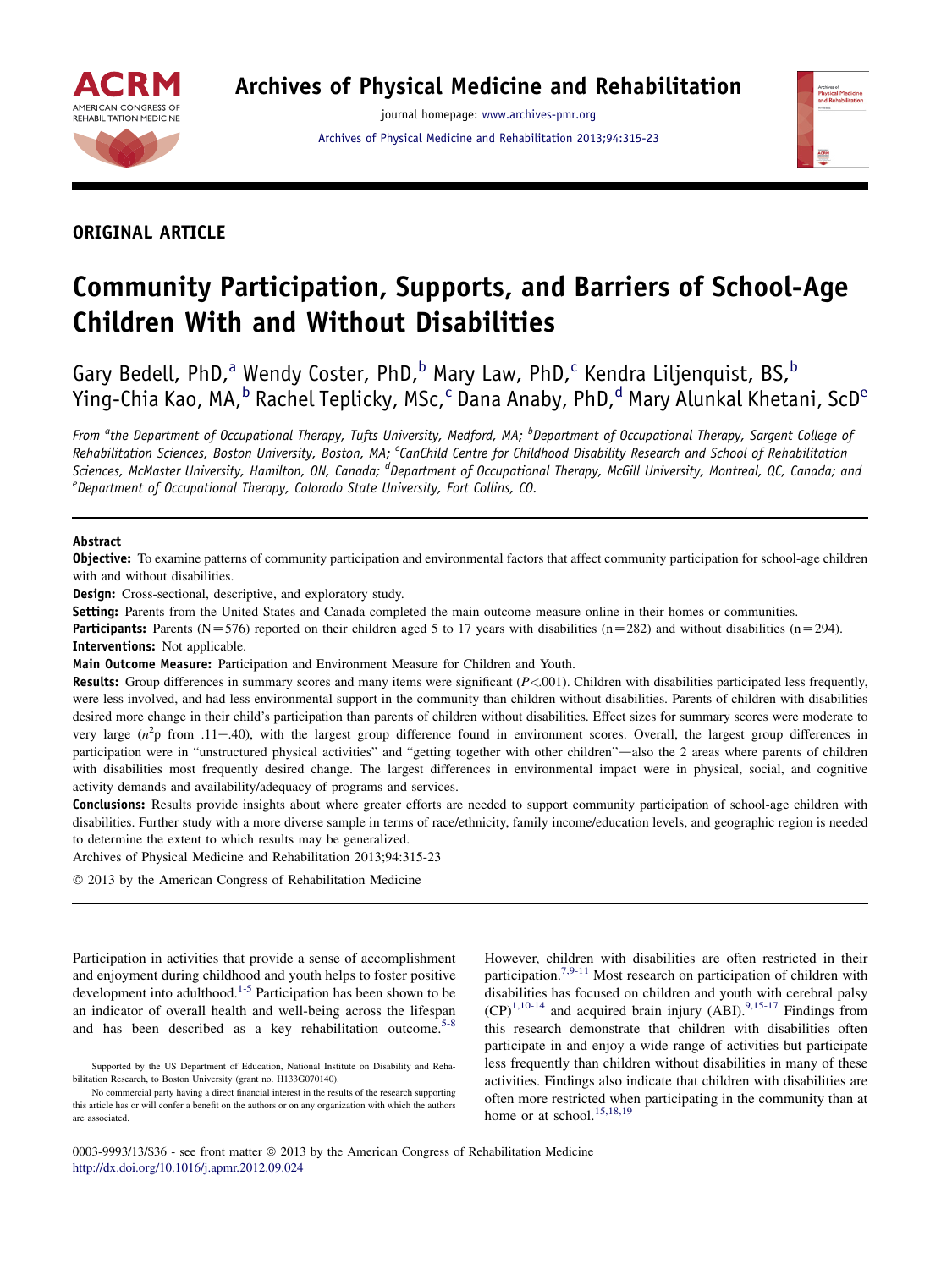ORIGINAL ARTICLE

# Community Participation, Supports, and Barriers of School-Age Children With and Without Disabilities

Gary Bedell, PhD,[a] Wendy Coster, PhD,[b] Mary Law, PhD,[c] Kendra Liljenquist, BS,[b] Ying-Chia Kao, MA,[b] Rachel Teplicky, MSc,[c] Dana Anaby, PhD,[d] Mary Alunkal Khetani, ScD[e]

*From [a]the Department of Occupational Therapy, Tufts University, Medford, MA; [b]Department of Occupational Therapy, Sargent College of Rehabilitation Sciences, Boston University, Boston, MA; [c]CanChild Centre for Childhood Disability Research and School of Rehabilitation Sciences, McMaster University, Hamilton, ON, Canada; [d]Department of Occupational Therapy, McGill University, Montreal, QC, Canada; and [e]Department of Occupational Therapy, Colorado State University, Fort Collins, CO.*

## Abstract

**Objective:** To examine patterns of community participation and environmental factors that affect community participation for school-age children with and without disabilities.

**Design:** Cross-sectional, descriptive, and exploratory study.

**Setting:** Parents from the United States and Canada completed the main outcome measure online in their homes or communities.

**Participants:** Parents (N=576) reported on their children aged 5 to 17 years with disabilities (n=282) and without disabilities (n=294).

**Interventions:** Not applicable.

**Main Outcome Measure:** Participation and Environment Measure for Children and Youth.

**Results:** Group differences in summary scores and many items were significant ($P<.001$). Children with disabilities participated less frequently, were less involved, and had less environmental support in the community than children without disabilities. Parents of children with disabilities desired more change in their child's participation than parents of children without disabilities. Effect sizes for summary scores were moderate to very large ($n^2$p from .11−.40), with the largest group difference found in environment scores. Overall, the largest group differences in participation were in "unstructured physical activities" and "getting together with other children"—also the 2 areas where parents of children with disabilities most frequently desired change. The largest differences in environmental impact were in physical, social, and cognitive activity demands and availability/adequacy of programs and services.

**Conclusions:** Results provide insights about where greater efforts are needed to support community participation of school-age children with disabilities. Further study with a more diverse sample in terms of race/ethnicity, family income/education levels, and geographic region is needed to determine the extent to which results may be generalized.

Archives of Physical Medicine and Rehabilitation 2013;94:315-23

© 2013 by the American Congress of Rehabilitation Medicine

Participation in activities that provide a sense of accomplishment and enjoyment during childhood and youth helps to foster positive development into adulthood.[1-5] Participation has been shown to be an indicator of overall health and well-being across the lifespan and has been described as a key rehabilitation outcome.[5-8] However, children with disabilities are often restricted in their participation.[7,9-11] Most research on participation of children with disabilities has focused on children and youth with cerebral palsy (CP)[1,10-14] and acquired brain injury (ABI).[9,15-17] Findings from this research demonstrate that children with disabilities often participate in and enjoy a wide range of activities but participate less frequently than children without disabilities in many of these activities. Findings also indicate that children with disabilities are often more restricted when participating in the community than at home or at school.[15,18,19]

Supported by the US Department of Education, National Institute on Disability and Rehabilitation Research, to Boston University (grant no. H133G070140).

No commercial party having a direct financial interest in the results of the research supporting this article has or will confer a benefit on the authors or on any organization with which the authors are associated.

0003-9993/13/$36 - see front matter © 2013 by the American Congress of Rehabilitation Medicine
http://dx.doi.org/10.1016/j.apmr.2012.09.024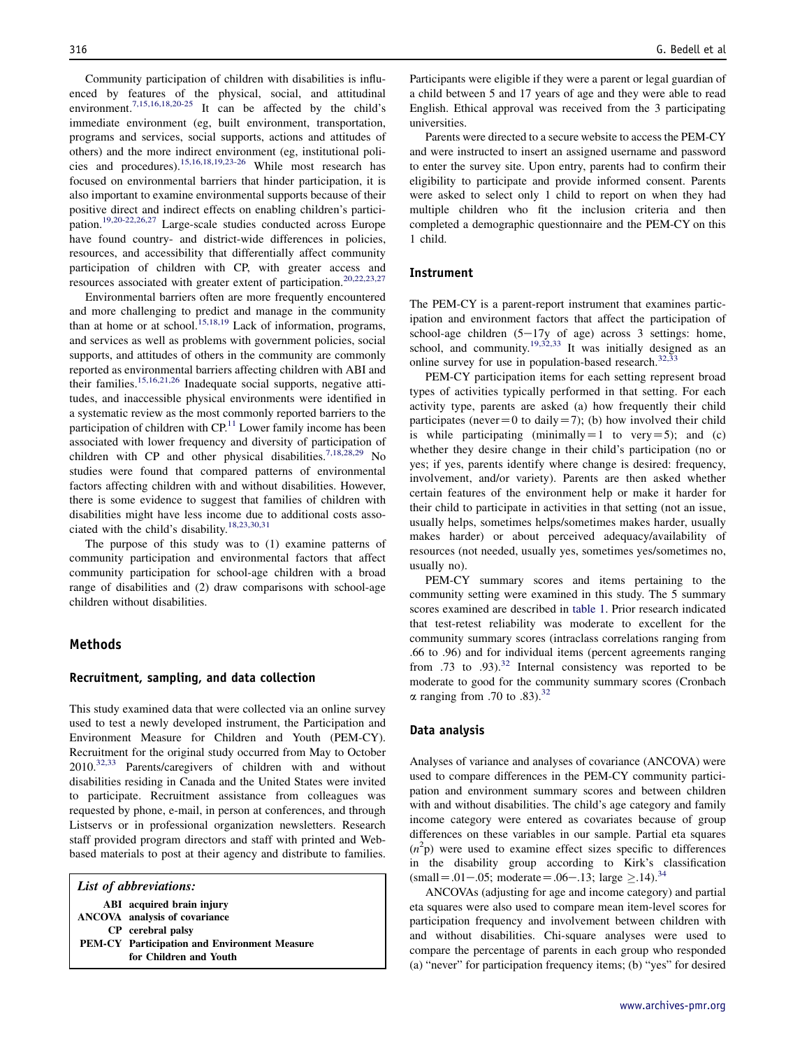Community participation of children with disabilities is influenced by features of the physical, social, and attitudinal environment.[7,15,16,18,20-25] It can be affected by the child's immediate environment (eg, built environment, transportation, programs and services, social supports, actions and attitudes of others) and the more indirect environment (eg, institutional policies and procedures).[15,16,18,19,23-26] While most research has focused on environmental barriers that hinder participation, it is also important to examine environmental supports because of their positive direct and indirect effects on enabling children's participation.[19,20-22,26,27] Large-scale studies conducted across Europe have found country- and district-wide differences in policies, resources, and accessibility that differentially affect community participation of children with CP, with greater access and resources associated with greater extent of participation.[20,22,23,27]

Environmental barriers often are more frequently encountered and more challenging to predict and manage in the community than at home or at school.[15,18,19] Lack of information, programs, and services as well as problems with government policies, social supports, and attitudes of others in the community are commonly reported as environmental barriers affecting children with ABI and their families.[15,16,21,26] Inadequate social supports, negative attitudes, and inaccessible physical environments were identified in a systematic review as the most commonly reported barriers to the participation of children with CP.[11] Lower family income has been associated with lower frequency and diversity of participation of children with CP and other physical disabilities.[7,18,28,29] No studies were found that compared patterns of environmental factors affecting children with and without disabilities. However, there is some evidence to suggest that families of children with disabilities might have less income due to additional costs associated with the child's disability.[18,23,30,31]

The purpose of this study was to (1) examine patterns of community participation and environmental factors that affect community participation for school-age children with a broad range of disabilities and (2) draw comparisons with school-age children without disabilities.

## Methods

### Recruitment, sampling, and data collection

This study examined data that were collected via an online survey used to test a newly developed instrument, the Participation and Environment Measure for Children and Youth (PEM-CY). Recruitment for the original study occurred from May to October 2010.[32,33] Parents/caregivers of children with and without disabilities residing in Canada and the United States were invited to participate. Recruitment assistance from colleagues was requested by phone, e-mail, in person at conferences, and through Listservs or in professional organization newsletters. Research staff provided program directors and staff with printed and Web-based materials to post at their agency and distribute to families.

> *List of abbreviations:*
>
> **ABI** acquired brain injury
> **ANCOVA** analysis of covariance
> **CP** cerebral palsy
> **PEM-CY** Participation and Environment Measure for Children and Youth

Participants were eligible if they were a parent or legal guardian of a child between 5 and 17 years of age and they were able to read English. Ethical approval was received from the 3 participating universities.

Parents were directed to a secure website to access the PEM-CY and were instructed to insert an assigned username and password to enter the survey site. Upon entry, parents had to confirm their eligibility to participate and provide informed consent. Parents were asked to select only 1 child to report on when they had multiple children who fit the inclusion criteria and then completed a demographic questionnaire and the PEM-CY on this 1 child.

### Instrument

The PEM-CY is a parent-report instrument that examines participation and environment factors that affect the participation of school-age children (5−17y of age) across 3 settings: home, school, and community.[19,32,33] It was initially designed as an online survey for use in population-based research.[32,33]

PEM-CY participation items for each setting represent broad types of activities typically performed in that setting. For each activity type, parents are asked (a) how frequently their child participates (never = 0 to daily = 7); (b) how involved their child is while participating (minimally = 1 to very = 5); and (c) whether they desire change in their child's participation (no or yes; if yes, parents identify where change is desired: frequency, involvement, and/or variety). Parents are then asked whether certain features of the environment help or make it harder for their child to participate in activities in that setting (not an issue, usually helps, sometimes helps/sometimes makes harder, usually makes harder) or about perceived adequacy/availability of resources (not needed, usually yes, sometimes yes/sometimes no, usually no).

PEM-CY summary scores and items pertaining to the community setting were examined in this study. The 5 summary scores examined are described in table 1. Prior research indicated that test-retest reliability was moderate to excellent for the community summary scores (intraclass correlations ranging from .66 to .96) and for individual items (percent agreements ranging from .73 to .93).[32] Internal consistency was reported to be moderate to good for the community summary scores (Cronbach $\alpha$ ranging from .70 to .83).[32]

### Data analysis

Analyses of variance and analyses of covariance (ANCOVA) were used to compare differences in the PEM-CY community participation and environment summary scores and between children with and without disabilities. The child's age category and family income category were entered as covariates because of group differences on these variables in our sample. Partial eta squares ($n^2$p) were used to examine effect sizes specific to differences in the disability group according to Kirk's classification (small = .01−.05; moderate = .06−.13; large ≥ .14).[34]

ANCOVAs (adjusting for age and income category) and partial eta squares were also used to compare mean item-level scores for participation frequency and involvement between children with and without disabilities. Chi-square analyses were used to compare the percentage of parents in each group who responded (a) "never" for participation frequency items; (b) "yes" for desired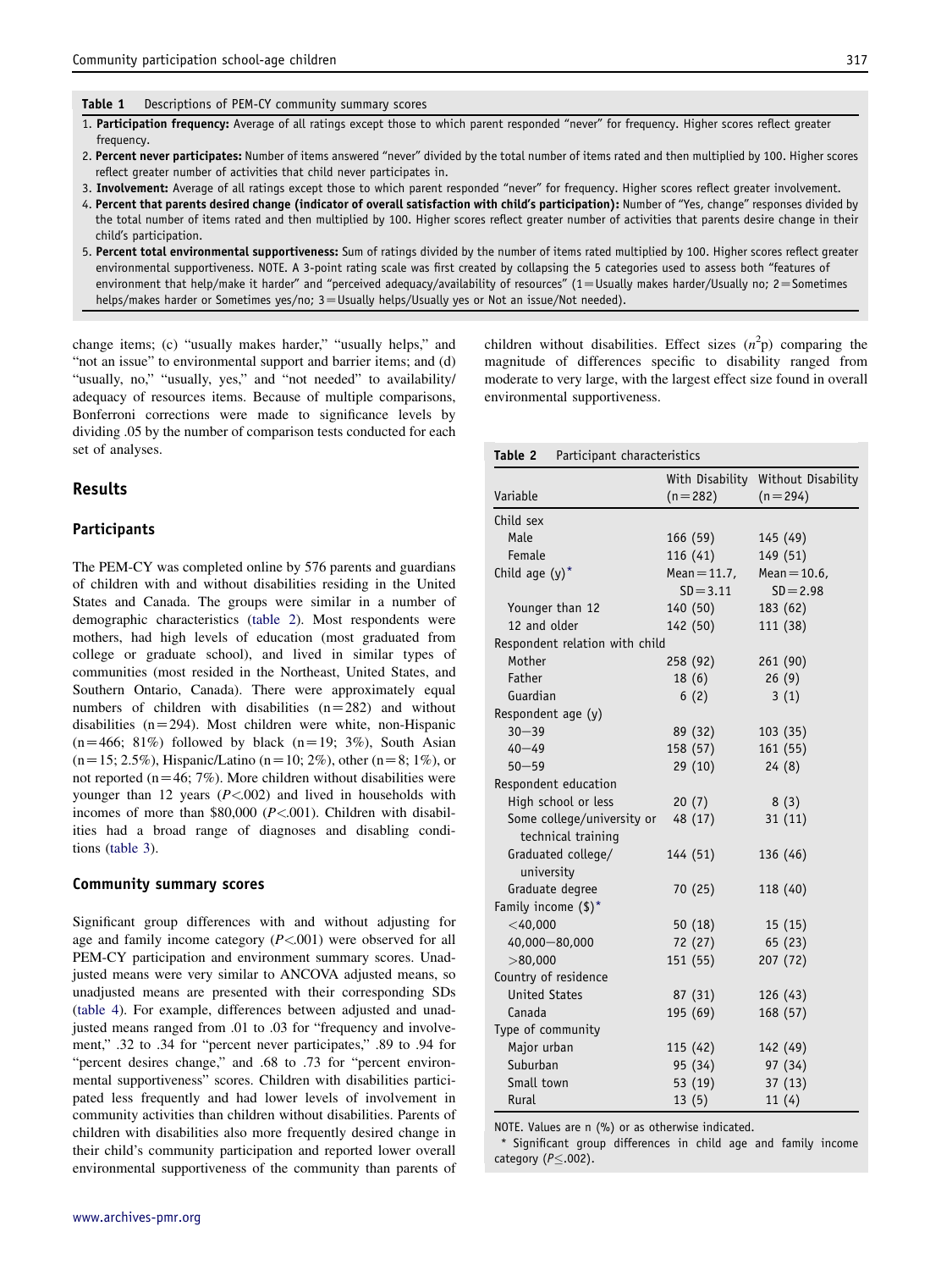**Table 1** Descriptions of PEM-CY community summary scores

1. **Participation frequency:** Average of all ratings except those to which parent responded "never" for frequency. Higher scores reflect greater frequency.
2. **Percent never participates:** Number of items answered "never" divided by the total number of items rated and then multiplied by 100. Higher scores reflect greater number of activities that child never participates in.
3. **Involvement:** Average of all ratings except those to which parent responded "never" for frequency. Higher scores reflect greater involvement.
4. **Percent that parents desired change (indicator of overall satisfaction with child's participation):** Number of "Yes, change" responses divided by the total number of items rated and then multiplied by 100. Higher scores reflect greater number of activities that parents desire change in their child's participation.
5. **Percent total environmental supportiveness:** Sum of ratings divided by the number of items rated multiplied by 100. Higher scores reflect greater environmental supportiveness. NOTE. A 3-point rating scale was first created by collapsing the 5 categories used to assess both "features of environment that help/make it harder" and "perceived adequacy/availability of resources" (1=Usually makes harder/Usually no; 2=Sometimes helps/makes harder or Sometimes yes/no; 3=Usually helps/Usually yes or Not an issue/Not needed).

change items; (c) "usually makes harder," "usually helps," and "not an issue" to environmental support and barrier items; and (d) "usually, no," "usually, yes," and "not needed" to availability/adequacy of resources items. Because of multiple comparisons, Bonferroni corrections were made to significance levels by dividing .05 by the number of comparison tests conducted for each set of analyses.

## Results

### Participants

The PEM-CY was completed online by 576 parents and guardians of children with and without disabilities residing in the United States and Canada. The groups were similar in a number of demographic characteristics (table 2). Most respondents were mothers, had high levels of education (most graduated from college or graduate school), and lived in similar types of communities (most resided in the Northeast, United States, and Southern Ontario, Canada). There were approximately equal numbers of children with disabilities (n=282) and without disabilities (n=294). Most children were white, non-Hispanic (n=466; 81%) followed by black (n=19; 3%), South Asian (n=15; 2.5%), Hispanic/Latino (n=10; 2%), other (n=8; 1%), or not reported (n=46; 7%). More children without disabilities were younger than 12 years ($P<.002$) and lived in households with incomes of more than \$80,000 ($P<.001$). Children with disabilities had a broad range of diagnoses and disabling conditions (table 3).

### Community summary scores

Significant group differences with and without adjusting for age and family income category ($P<.001$) were observed for all PEM-CY participation and environment summary scores. Unadjusted means were very similar to ANCOVA adjusted means, so unadjusted means are presented with their corresponding SDs (table 4). For example, differences between adjusted and unadjusted means ranged from .01 to .03 for "frequency and involvement," .32 to .34 for "percent never participates," .89 to .94 for "percent desires change," and .68 to .73 for "percent environmental supportiveness" scores. Children with disabilities participated less frequently and had lower levels of involvement in community activities than children without disabilities. Parents of children with disabilities also more frequently desired change in their child's community participation and reported lower overall environmental supportiveness of the community than parents of children without disabilities. Effect sizes ($\eta^2$p) comparing the magnitude of differences specific to disability ranged from moderate to very large, with the largest effect size found in overall environmental supportiveness.

**Table 2** Participant characteristics

| Variable | With Disability (n=282) | Without Disability (n=294) |
|---|---|---|
| Child sex | | |
| Male | 166 (59) | 145 (49) |
| Female | 116 (41) | 149 (51) |
| Child age (y)* | Mean=11.7, SD=3.11 | Mean=10.6, SD=2.98 |
| Younger than 12 | 140 (50) | 183 (62) |
| 12 and older | 142 (50) | 111 (38) |
| Respondent relation with child | | |
| Mother | 258 (92) | 261 (90) |
| Father | 18 (6) | 26 (9) |
| Guardian | 6 (2) | 3 (1) |
| Respondent age (y) | | |
| 30−39 | 89 (32) | 103 (35) |
| 40−49 | 158 (57) | 161 (55) |
| 50−59 | 29 (10) | 24 (8) |
| Respondent education | | |
| High school or less | 20 (7) | 8 (3) |
| Some college/university or technical training | 48 (17) | 31 (11) |
| Graduated college/university | 144 (51) | 136 (46) |
| Graduate degree | 70 (25) | 118 (40) |
| Family income (\$)* | | |
| <40,000 | 50 (18) | 15 (15) |
| 40,000−80,000 | 72 (27) | 65 (23) |
| >80,000 | 151 (55) | 207 (72) |
| Country of residence | | |
| United States | 87 (31) | 126 (43) |
| Canada | 195 (69) | 168 (57) |
| Type of community | | |
| Major urban | 115 (42) | 142 (49) |
| Suburban | 95 (34) | 97 (34) |
| Small town | 53 (19) | 37 (13) |
| Rural | 13 (5) | 11 (4) |

NOTE. Values are n (%) or as otherwise indicated.

* Significant group differences in child age and family income category ($P\leq.002$).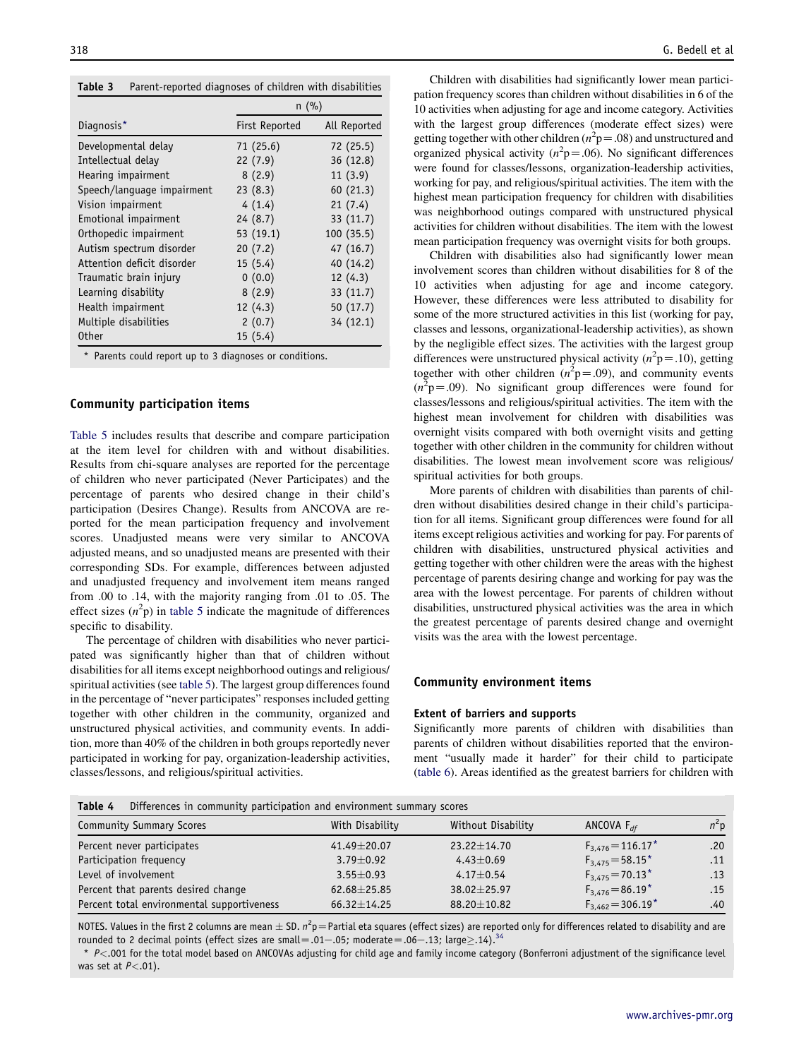**Table 3** Parent-reported diagnoses of children with disabilities

| Diagnosis* | n (%) | |
|---|---|---|
| | First Reported | All Reported |
| Developmental delay | 71 (25.6) | 72 (25.5) |
| Intellectual delay | 22 (7.9) | 36 (12.8) |
| Hearing impairment | 8 (2.9) | 11 (3.9) |
| Speech/language impairment | 23 (8.3) | 60 (21.3) |
| Vision impairment | 4 (1.4) | 21 (7.4) |
| Emotional impairment | 24 (8.7) | 33 (11.7) |
| Orthopedic impairment | 53 (19.1) | 100 (35.5) |
| Autism spectrum disorder | 20 (7.2) | 47 (16.7) |
| Attention deficit disorder | 15 (5.4) | 40 (14.2) |
| Traumatic brain injury | 0 (0.0) | 12 (4.3) |
| Learning disability | 8 (2.9) | 33 (11.7) |
| Health impairment | 12 (4.3) | 50 (17.7) |
| Multiple disabilities | 2 (0.7) | 34 (12.1) |
| Other | 15 (5.4) | |

* Parents could report up to 3 diagnoses or conditions.

### Community participation items

Table 5 includes results that describe and compare participation at the item level for children with and without disabilities. Results from chi-square analyses are reported for the percentage of children who never participated (Never Participates) and the percentage of parents who desired change in their child's participation (Desires Change). Results from ANCOVA are reported for the mean participation frequency and involvement scores. Unadjusted means were very similar to ANCOVA adjusted means, and so unadjusted means are presented with their corresponding SDs. For example, differences between adjusted and unadjusted frequency and involvement item means ranged from .00 to .14, with the majority ranging from .01 to .05. The effect sizes ($n^2$p) in table 5 indicate the magnitude of differences specific to disability.

The percentage of children with disabilities who never participated was significantly higher than that of children without disabilities for all items except neighborhood outings and religious/spiritual activities (see table 5). The largest group differences found in the percentage of "never participates" responses included getting together with other children in the community, organized and unstructured physical activities, and community events. In addition, more than 40% of the children in both groups reportedly never participated in working for pay, organization-leadership activities, classes/lessons, and religious/spiritual activities.

Children with disabilities had significantly lower mean participation frequency scores than children without disabilities in 6 of the 10 activities when adjusting for age and income category. Activities with the largest group differences (moderate effect sizes) were getting together with other children ($n^2$p = .08) and unstructured and organized physical activity ($n^2$p = .06). No significant differences were found for classes/lessons, organization-leadership activities, working for pay, and religious/spiritual activities. The item with the highest mean participation frequency for children with disabilities was neighborhood outings compared with unstructured physical activities for children without disabilities. The item with the lowest mean participation frequency was overnight visits for both groups.

Children with disabilities also had significantly lower mean involvement scores than children without disabilities for 8 of the 10 activities when adjusting for age and income category. However, these differences were less attributed to disability for some of the more structured activities in this list (working for pay, classes and lessons, organizational-leadership activities), as shown by the negligible effect sizes. The activities with the largest group differences were unstructured physical activity ($n^2$p = .10), getting together with other children ($n^2$p = .09), and community events ($n^2$p = .09). No significant group differences were found for classes/lessons and religious/spiritual activities. The item with the highest mean involvement for children with disabilities was overnight visits compared with both overnight visits and getting together with other children in the community for children without disabilities. The lowest mean involvement score was religious/spiritual activities for both groups.

More parents of children with disabilities than parents of children without disabilities desired change in their child's participation for all items. Significant group differences were found for all items except religious activities and working for pay. For parents of children with disabilities, unstructured physical activities and getting together with other children were the areas with the highest percentage of parents desiring change and working for pay was the area with the lowest percentage. For parents of children without disabilities, unstructured physical activities was the area in which the greatest percentage of parents desired change and overnight visits was the area with the lowest percentage.

### Community environment items

#### Extent of barriers and supports

Significantly more parents of children with disabilities than parents of children without disabilities reported that the environment "usually made it harder" for their child to participate (table 6). Areas identified as the greatest barriers for children with

**Table 4** Differences in community participation and environment summary scores

| Community Summary Scores | With Disability | Without Disability | ANCOVA $F_{df}$ | $n^2$p |
|---|---|---|---|---|
| Percent never participates | 41.49±20.07 | 23.22±14.70 | $F_{3,476}$ = 116.17* | .20 |
| Participation frequency | 3.79±0.92 | 4.43±0.69 | $F_{3,475}$ = 58.15* | .11 |
| Level of involvement | 3.55±0.93 | 4.17±0.54 | $F_{3,475}$ = 70.13* | .13 |
| Percent that parents desired change | 62.68±25.85 | 38.02±25.97 | $F_{3,476}$ = 86.19* | .15 |
| Percent total environmental supportiveness | 66.32±14.25 | 88.20±10.82 | $F_{3,462}$ = 306.19* | .40 |

NOTES. Values in the first 2 columns are mean ± SD. $n^2$p = Partial eta squares (effect sizes) are reported only for differences related to disability and are rounded to 2 decimal points (effect sizes are small = .01–.05; moderate = .06–.13; large ≥ .14).[34]

* $P < .001$ for the total model based on ANCOVAs adjusting for child age and family income category (Bonferroni adjustment of the significance level was set at $P < .01$).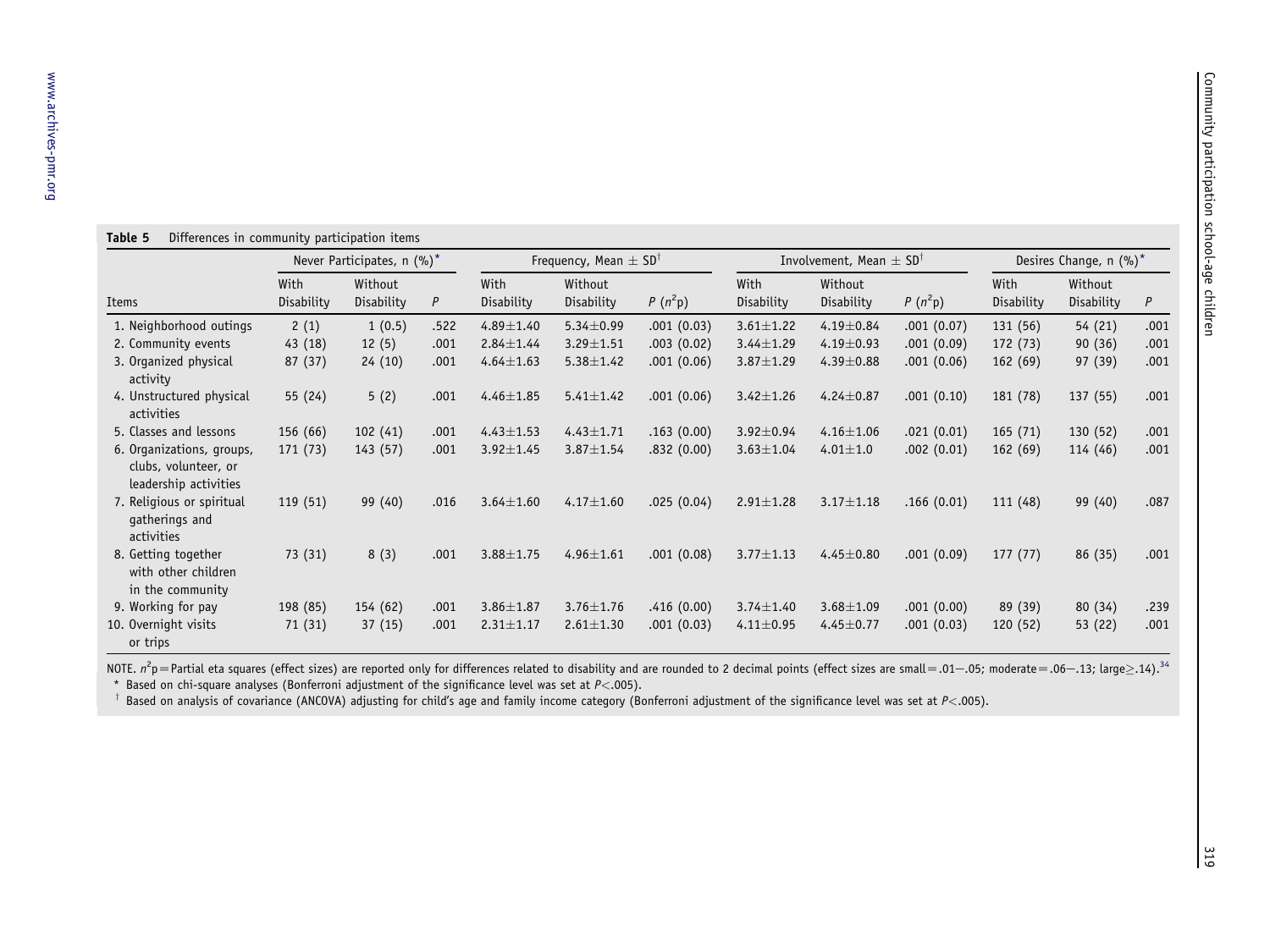**Table 5** Differences in community participation items

| Items | Never Participates, n (%)* | | | Frequency, Mean ± SD[†] | | | Involvement, Mean ± SD[†] | | | Desires Change, n (%)* | | |
|---|---|---|---|---|---|---|---|---|---|---|---|---|
| | With Disability | Without Disability | $P$ | With Disability | Without Disability | $P$ ($n^2$p) | With Disability | Without Disability | $P$ ($n^2$p) | With Disability | Without Disability | $P$ |
| 1. Neighborhood outings | 2 (1) | 1 (0.5) | .522 | 4.89±1.40 | 5.34±0.99 | .001 (0.03) | 3.61±1.22 | 4.19±0.84 | .001 (0.07) | 131 (56) | 54 (21) | .001 |
| 2. Community events | 43 (18) | 12 (5) | .001 | 2.84±1.44 | 3.29±1.51 | .003 (0.02) | 3.44±1.29 | 4.19±0.93 | .001 (0.09) | 172 (73) | 90 (36) | .001 |
| 3. Organized physical activity | 87 (37) | 24 (10) | .001 | 4.64±1.63 | 5.38±1.42 | .001 (0.06) | 3.87±1.29 | 4.39±0.88 | .001 (0.06) | 162 (69) | 97 (39) | .001 |
| 4. Unstructured physical activities | 55 (24) | 5 (2) | .001 | 4.46±1.85 | 5.41±1.42 | .001 (0.06) | 3.42±1.26 | 4.24±0.87 | .001 (0.10) | 181 (78) | 137 (55) | .001 |
| 5. Classes and lessons | 156 (66) | 102 (41) | .001 | 4.43±1.53 | 4.43±1.71 | .163 (0.00) | 3.92±0.94 | 4.16±1.06 | .021 (0.01) | 165 (71) | 130 (52) | .001 |
| 6. Organizations, groups, clubs, volunteer, or leadership activities | 171 (73) | 143 (57) | .001 | 3.92±1.45 | 3.87±1.54 | .832 (0.00) | 3.63±1.04 | 4.01±1.0 | .002 (0.01) | 162 (69) | 114 (46) | .001 |
| 7. Religious or spiritual gatherings and activities | 119 (51) | 99 (40) | .016 | 3.64±1.60 | 4.17±1.60 | .025 (0.04) | 2.91±1.28 | 3.17±1.18 | .166 (0.01) | 111 (48) | 99 (40) | .087 |
| 8. Getting together with other children in the community | 73 (31) | 8 (3) | .001 | 3.88±1.75 | 4.96±1.61 | .001 (0.08) | 3.77±1.13 | 4.45±0.80 | .001 (0.09) | 177 (77) | 86 (35) | .001 |
| 9. Working for pay | 198 (85) | 154 (62) | .001 | 3.86±1.87 | 3.76±1.76 | .416 (0.00) | 3.74±1.40 | 3.68±1.09 | .001 (0.00) | 89 (39) | 80 (34) | .239 |
| 10. Overnight visits or trips | 71 (31) | 37 (15) | .001 | 2.31±1.17 | 2.61±1.30 | .001 (0.03) | 4.11±0.95 | 4.45±0.77 | .001 (0.03) | 120 (52) | 53 (22) | .001 |

NOTE. $n^2$p = Partial eta squares (effect sizes) are reported only for differences related to disability and are rounded to 2 decimal points (effect sizes are small = .01−.05; moderate = .06−.13; large ≥ .14).[34]

\* Based on chi-square analyses (Bonferroni adjustment of the significance level was set at $P<.005$).

† Based on analysis of covariance (ANCOVA) adjusting for child's age and family income category (Bonferroni adjustment of the significance level was set at $P<.005$).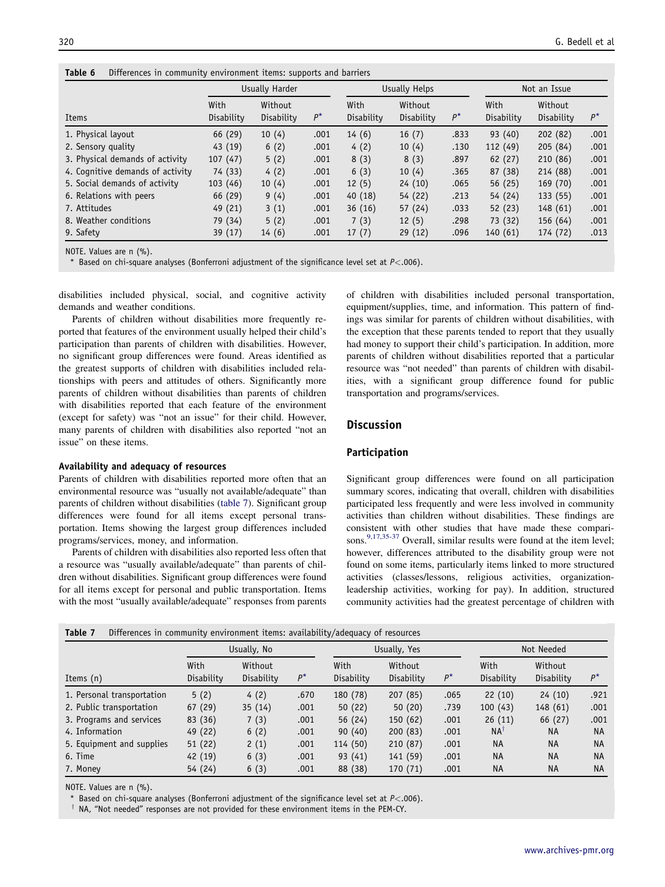**Table 6** Differences in community environment items: supports and barriers

| Items | Usually Harder | | | Usually Helps | | | Not an Issue | | |
|---|---|---|---|---|---|---|---|---|---|
| | With Disability | Without Disability | $P^*$ | With Disability | Without Disability | $P^*$ | With Disability | Without Disability | $P^*$ |
| 1. Physical layout | 66 (29) | 10 (4) | .001 | 14 (6) | 16 (7) | .833 | 93 (40) | 202 (82) | .001 |
| 2. Sensory quality | 43 (19) | 6 (2) | .001 | 4 (2) | 10 (4) | .130 | 112 (49) | 205 (84) | .001 |
| 3. Physical demands of activity | 107 (47) | 5 (2) | .001 | 8 (3) | 8 (3) | .897 | 62 (27) | 210 (86) | .001 |
| 4. Cognitive demands of activity | 74 (33) | 4 (2) | .001 | 6 (3) | 10 (4) | .365 | 87 (38) | 214 (88) | .001 |
| 5. Social demands of activity | 103 (46) | 10 (4) | .001 | 12 (5) | 24 (10) | .065 | 56 (25) | 169 (70) | .001 |
| 6. Relations with peers | 66 (29) | 9 (4) | .001 | 40 (18) | 54 (22) | .213 | 54 (24) | 133 (55) | .001 |
| 7. Attitudes | 49 (21) | 3 (1) | .001 | 36 (16) | 57 (24) | .033 | 52 (23) | 148 (61) | .001 |
| 8. Weather conditions | 79 (34) | 5 (2) | .001 | 7 (3) | 12 (5) | .298 | 73 (32) | 156 (64) | .001 |
| 9. Safety | 39 (17) | 14 (6) | .001 | 17 (7) | 29 (12) | .096 | 140 (61) | 174 (72) | .013 |

NOTE. Values are n (%).

\* Based on chi-square analyses (Bonferroni adjustment of the significance level set at $P<.006$).

disabilities included physical, social, and cognitive activity demands and weather conditions.

Parents of children without disabilities more frequently reported that features of the environment usually helped their child's participation than parents of children with disabilities. However, no significant group differences were found. Areas identified as the greatest supports of children with disabilities included relationships with peers and attitudes of others. Significantly more parents of children without disabilities than parents of children with disabilities reported that each feature of the environment (except for safety) was "not an issue" for their child. However, many parents of children with disabilities also reported "not an issue" on these items.

#### Availability and adequacy of resources

Parents of children with disabilities reported more often that an environmental resource was "usually not available/adequate" than parents of children without disabilities (table 7). Significant group differences were found for all items except personal transportation. Items showing the largest group differences included programs/services, money, and information.

Parents of children with disabilities also reported less often that a resource was "usually available/adequate" than parents of children without disabilities. Significant group differences were found for all items except for personal and public transportation. Items with the most "usually available/adequate" responses from parents of children with disabilities included personal transportation, equipment/supplies, time, and information. This pattern of findings was similar for parents of children without disabilities, with the exception that these parents tended to report that they usually had money to support their child's participation. In addition, more parents of children without disabilities reported that a particular resource was "not needed" than parents of children with disabilities, with a significant group difference found for public transportation and programs/services.

## Discussion

### Participation

Significant group differences were found on all participation summary scores, indicating that overall, children with disabilities participated less frequently and were less involved in community activities than children without disabilities. These findings are consistent with other studies that have made these comparisons.[9,17,35-37] Overall, similar results were found at the item level; however, differences attributed to the disability group were not found on some items, particularly items linked to more structured activities (classes/lessons, religious activities, organization-leadership activities, working for pay). In addition, structured community activities had the greatest percentage of children with

**Table 7** Differences in community environment items: availability/adequacy of resources

| Items (n) | Usually, No | | | Usually, Yes | | | Not Needed | | |
|---|---|---|---|---|---|---|---|---|---|
| | With Disability | Without Disability | $P^*$ | With Disability | Without Disability | $P^*$ | With Disability | Without Disability | $P^*$ |
| 1. Personal transportation | 5 (2) | 4 (2) | .670 | 180 (78) | 207 (85) | .065 | 22 (10) | 24 (10) | .921 |
| 2. Public transportation | 67 (29) | 35 (14) | .001 | 50 (22) | 50 (20) | .739 | 100 (43) | 148 (61) | .001 |
| 3. Programs and services | 83 (36) | 7 (3) | .001 | 56 (24) | 150 (62) | .001 | 26 (11) | 66 (27) | .001 |
| 4. Information | 49 (22) | 6 (2) | .001 | 90 (40) | 200 (83) | .001 | NA[†] | NA | NA |
| 5. Equipment and supplies | 51 (22) | 2 (1) | .001 | 114 (50) | 210 (87) | .001 | NA | NA | NA |
| 6. Time | 42 (19) | 6 (3) | .001 | 93 (41) | 141 (59) | .001 | NA | NA | NA |
| 7. Money | 54 (24) | 6 (3) | .001 | 88 (38) | 170 (71) | .001 | NA | NA | NA |

NOTE. Values are n (%).

\* Based on chi-square analyses (Bonferroni adjustment of the significance level set at $P<.006$).

† NA, "Not needed" responses are not provided for these environment items in the PEM-CY.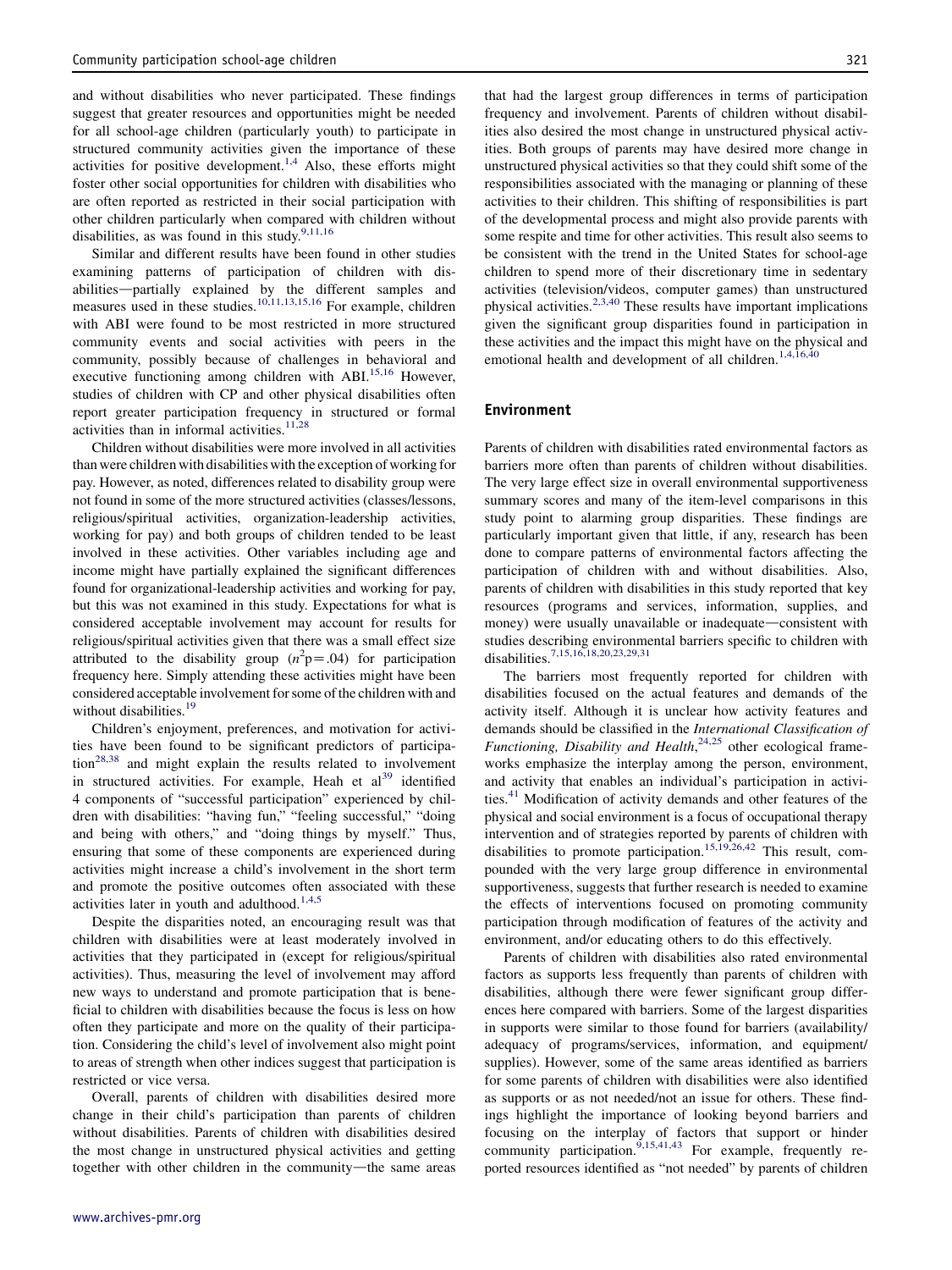and without disabilities who never participated. These findings suggest that greater resources and opportunities might be needed for all school-age children (particularly youth) to participate in structured community activities given the importance of these activities for positive development.[1,4] Also, these efforts might foster other social opportunities for children with disabilities who are often reported as restricted in their social participation with other children particularly when compared with children without disabilities, as was found in this study.[9,11,16]

Similar and different results have been found in other studies examining patterns of participation of children with disabilities—partially explained by the different samples and measures used in these studies.[10,11,13,15,16] For example, children with ABI were found to be most restricted in more structured community events and social activities with peers in the community, possibly because of challenges in behavioral and executive functioning among children with ABI.[15,16] However, studies of children with CP and other physical disabilities often report greater participation frequency in structured or formal activities than in informal activities.[11,28]

Children without disabilities were more involved in all activities than were children with disabilities with the exception of working for pay. However, as noted, differences related to disability group were not found in some of the more structured activities (classes/lessons, religious/spiritual activities, organization-leadership activities, working for pay) and both groups of children tended to be least involved in these activities. Other variables including age and income might have partially explained the significant differences found for organizational-leadership activities and working for pay, but this was not examined in this study. Expectations for what is considered acceptable involvement may account for results for religious/spiritual activities given that there was a small effect size attributed to the disability group ($n^2$p=.04) for participation frequency here. Simply attending these activities might have been considered acceptable involvement for some of the children with and without disabilities.[19]

Children's enjoyment, preferences, and motivation for activities have been found to be significant predictors of participation[28,38] and might explain the results related to involvement in structured activities. For example, Heah et al[39] identified 4 components of "successful participation" experienced by children with disabilities: "having fun," "feeling successful," "doing and being with others," and "doing things by myself." Thus, ensuring that some of these components are experienced during activities might increase a child's involvement in the short term and promote the positive outcomes often associated with these activities later in youth and adulthood.[1,4,5]

Despite the disparities noted, an encouraging result was that children with disabilities were at least moderately involved in activities that they participated in (except for religious/spiritual activities). Thus, measuring the level of involvement may afford new ways to understand and promote participation that is beneficial to children with disabilities because the focus is less on how often they participate and more on the quality of their participation. Considering the child's level of involvement also might point to areas of strength when other indices suggest that participation is restricted or vice versa.

Overall, parents of children with disabilities desired more change in their child's participation than parents of children without disabilities. Parents of children with disabilities desired the most change in unstructured physical activities and getting together with other children in the community—the same areas that had the largest group differences in terms of participation frequency and involvement. Parents of children without disabilities also desired the most change in unstructured physical activities. Both groups of parents may have desired more change in unstructured physical activities so that they could shift some of the responsibilities associated with the managing or planning of these activities to their children. This shifting of responsibilities is part of the developmental process and might also provide parents with some respite and time for other activities. This result also seems to be consistent with the trend in the United States for school-age children to spend more of their discretionary time in sedentary activities (television/videos, computer games) than unstructured physical activities.[2,3,40] These results have important implications given the significant group disparities found in participation in these activities and the impact this might have on the physical and emotional health and development of all children.[1,4,16,40]

## Environment

Parents of children with disabilities rated environmental factors as barriers more often than parents of children without disabilities. The very large effect size in overall environmental supportiveness summary scores and many of the item-level comparisons in this study point to alarming group disparities. These findings are particularly important given that little, if any, research has been done to compare patterns of environmental factors affecting the participation of children with and without disabilities. Also, parents of children with disabilities in this study reported that key resources (programs and services, information, supplies, and money) were usually unavailable or inadequate—consistent with studies describing environmental barriers specific to children with disabilities.[7,15,16,18,20,23,29,31]

The barriers most frequently reported for children with disabilities focused on the actual features and demands of the activity itself. Although it is unclear how activity features and demands should be classified in the *International Classification of Functioning, Disability and Health*,[24,25] other ecological frameworks emphasize the interplay among the person, environment, and activity that enables an individual's participation in activities.[41] Modification of activity demands and other features of the physical and social environment is a focus of occupational therapy intervention and of strategies reported by parents of children with disabilities to promote participation.[15,19,26,42] This result, compounded with the very large group difference in environmental supportiveness, suggests that further research is needed to examine the effects of interventions focused on promoting community participation through modification of features of the activity and environment, and/or educating others to do this effectively.

Parents of children with disabilities also rated environmental factors as supports less frequently than parents of children with disabilities, although there were fewer significant group differences here compared with barriers. Some of the largest disparities in supports were similar to those found for barriers (availability/adequacy of programs/services, information, and equipment/supplies). However, some of the same areas identified as barriers for some parents of children with disabilities were also identified as supports or as not needed/not an issue for others. These findings highlight the importance of looking beyond barriers and focusing on the interplay of factors that support or hinder community participation.[9,15,41,43] For example, frequently reported resources identified as "not needed" by parents of children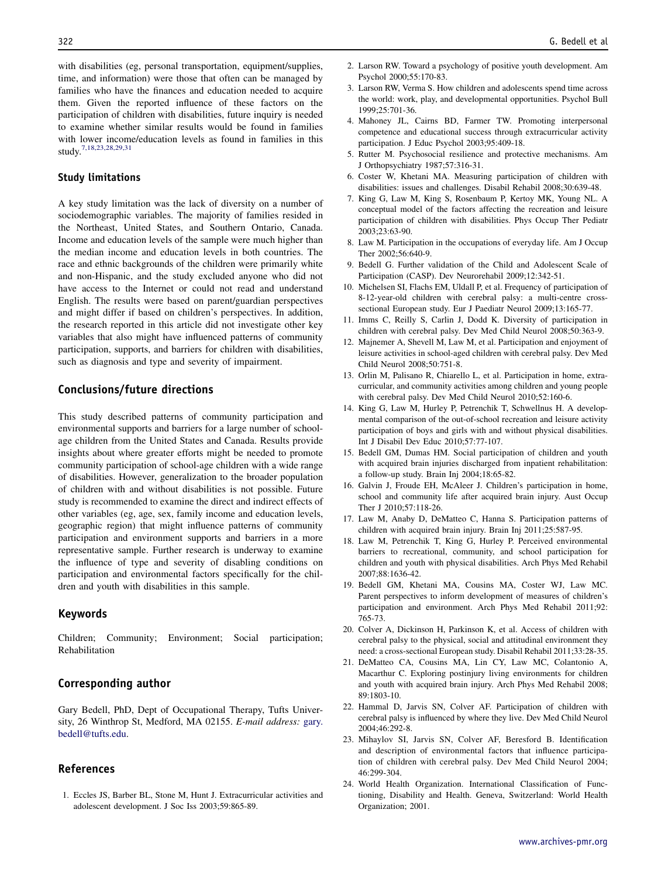with disabilities (eg, personal transportation, equipment/supplies, time, and information) were those that often can be managed by families who have the finances and education needed to acquire them. Given the reported influence of these factors on the participation of children with disabilities, future inquiry is needed to examine whether similar results would be found in families with lower income/education levels as found in families in this study.[7,18,23,28,29,31]

## Study limitations

A key study limitation was the lack of diversity on a number of sociodemographic variables. The majority of families resided in the Northeast, United States, and Southern Ontario, Canada. Income and education levels of the sample were much higher than the median income and education levels in both countries. The race and ethnic backgrounds of the children were primarily white and non-Hispanic, and the study excluded anyone who did not have access to the Internet or could not read and understand English. The results were based on parent/guardian perspectives and might differ if based on children's perspectives. In addition, the research reported in this article did not investigate other key variables that also might have influenced patterns of community participation, supports, and barriers for children with disabilities, such as diagnosis and type and severity of impairment.

## Conclusions/future directions

This study described patterns of community participation and environmental supports and barriers for a large number of school-age children from the United States and Canada. Results provide insights about where greater efforts might be needed to promote community participation of school-age children with a wide range of disabilities. However, generalization to the broader population of children with and without disabilities is not possible. Future study is recommended to examine the direct and indirect effects of other variables (eg, age, sex, family income and education levels, geographic region) that might influence patterns of community participation and environment supports and barriers in a more representative sample. Further research is underway to examine the influence of type and severity of disabling conditions on participation and environmental factors specifically for the children and youth with disabilities in this sample.

## Keywords

Children; Community; Environment; Social participation; Rehabilitation

## Corresponding author

Gary Bedell, PhD, Dept of Occupational Therapy, Tufts University, 26 Winthrop St, Medford, MA 02155. *E-mail address:* gary.bedell@tufts.edu.

## References

1. Eccles JS, Barber BL, Stone M, Hunt J. Extracurricular activities and adolescent development. J Soc Iss 2003;59:865-89.
2. Larson RW. Toward a psychology of positive youth development. Am Psychol 2000;55:170-83.
3. Larson RW, Verma S. How children and adolescents spend time across the world: work, play, and developmental opportunities. Psychol Bull 1999;25:701-36.
4. Mahoney JL, Cairns BD, Farmer TW. Promoting interpersonal competence and educational success through extracurricular activity participation. J Educ Psychol 2003;95:409-18.
5. Rutter M. Psychosocial resilience and protective mechanisms. Am J Orthopsychiatry 1987;57:316-31.
6. Coster W, Khetani MA. Measuring participation of children with disabilities: issues and challenges. Disabil Rehabil 2008;30:639-48.
7. King G, Law M, King S, Rosenbaum P, Kertoy MK, Young NL. A conceptual model of the factors affecting the recreation and leisure participation of children with disabilities. Phys Occup Ther Pediatr 2003;23:63-90.
8. Law M. Participation in the occupations of everyday life. Am J Occup Ther 2002;56:640-9.
9. Bedell G. Further validation of the Child and Adolescent Scale of Participation (CASP). Dev Neurorehabil 2009;12:342-51.
10. Michelsen SI, Flachs EM, Uldall P, et al. Frequency of participation of 8-12-year-old children with cerebral palsy: a multi-centre cross-sectional European study. Eur J Paediatr Neurol 2009;13:165-77.
11. Imms C, Reilly S, Carlin J, Dodd K. Diversity of participation in children with cerebral palsy. Dev Med Child Neurol 2008;50:363-9.
12. Majnemer A, Shevell M, Law M, et al. Participation and enjoyment of leisure activities in school-aged children with cerebral palsy. Dev Med Child Neurol 2008;50:751-8.
13. Orlin M, Palisano R, Chiarello L, et al. Participation in home, extracurricular, and community activities among children and young people with cerebral palsy. Dev Med Child Neurol 2010;52:160-6.
14. King G, Law M, Hurley P, Petrenchik T, Schwellnus H. A developmental comparison of the out-of-school recreation and leisure activity participation of boys and girls with and without physical disabilities. Int J Disabil Dev Educ 2010;57:77-107.
15. Bedell GM, Dumas HM. Social participation of children and youth with acquired brain injuries discharged from inpatient rehabilitation: a follow-up study. Brain Inj 2004;18:65-82.
16. Galvin J, Froude EH, McAleer J. Children's participation in home, school and community life after acquired brain injury. Aust Occup Ther J 2010;57:118-26.
17. Law M, Anaby D, DeMatteo C, Hanna S. Participation patterns of children with acquired brain injury. Brain Inj 2011;25:587-95.
18. Law M, Petrenchik T, King G, Hurley P. Perceived environmental barriers to recreational, community, and school participation for children and youth with physical disabilities. Arch Phys Med Rehabil 2007;88:1636-42.
19. Bedell GM, Khetani MA, Cousins MA, Coster WJ, Law MC. Parent perspectives to inform development of measures of children's participation and environment. Arch Phys Med Rehabil 2011;92:765-73.
20. Colver A, Dickinson H, Parkinson K, et al. Access of children with cerebral palsy to the physical, social and attitudinal environment they need: a cross-sectional European study. Disabil Rehabil 2011;33:28-35.
21. DeMatteo CA, Cousins MA, Lin CY, Law MC, Colantonio A, Macarthur C. Exploring postinjury living environments for children and youth with acquired brain injury. Arch Phys Med Rehabil 2008;89:1803-10.
22. Hammal D, Jarvis SN, Colver AF. Participation of children with cerebral palsy is influenced by where they live. Dev Med Child Neurol 2004;46:292-8.
23. Mihaylov SI, Jarvis SN, Colver AF, Beresford B. Identification and description of environmental factors that influence participation of children with cerebral palsy. Dev Med Child Neurol 2004;46:299-304.
24. World Health Organization. International Classification of Functioning, Disability and Health. Geneva, Switzerland: World Health Organization; 2001.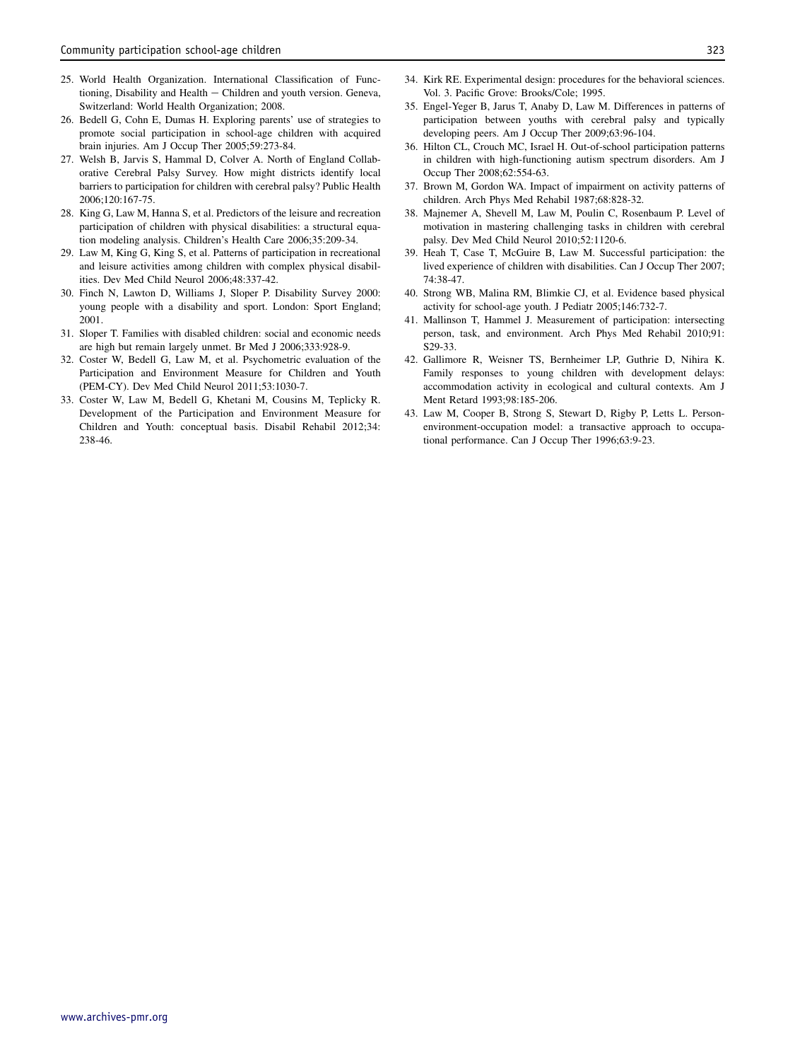25. World Health Organization. International Classification of Functioning, Disability and Health − Children and youth version. Geneva, Switzerland: World Health Organization; 2008.
26. Bedell G, Cohn E, Dumas H. Exploring parents' use of strategies to promote social participation in school-age children with acquired brain injuries. Am J Occup Ther 2005;59:273-84.
27. Welsh B, Jarvis S, Hammal D, Colver A. North of England Collaborative Cerebral Palsy Survey. How might districts identify local barriers to participation for children with cerebral palsy? Public Health 2006;120:167-75.
28. King G, Law M, Hanna S, et al. Predictors of the leisure and recreation participation of children with physical disabilities: a structural equation modeling analysis. Children's Health Care 2006;35:209-34.
29. Law M, King G, King S, et al. Patterns of participation in recreational and leisure activities among children with complex physical disabilities. Dev Med Child Neurol 2006;48:337-42.
30. Finch N, Lawton D, Williams J, Sloper P. Disability Survey 2000: young people with a disability and sport. London: Sport England; 2001.
31. Sloper T. Families with disabled children: social and economic needs are high but remain largely unmet. Br Med J 2006;333:928-9.
32. Coster W, Bedell G, Law M, et al. Psychometric evaluation of the Participation and Environment Measure for Children and Youth (PEM-CY). Dev Med Child Neurol 2011;53:1030-7.
33. Coster W, Law M, Bedell G, Khetani M, Cousins M, Teplicky R. Development of the Participation and Environment Measure for Children and Youth: conceptual basis. Disabil Rehabil 2012;34: 238-46.
34. Kirk RE. Experimental design: procedures for the behavioral sciences. Vol. 3. Pacific Grove: Brooks/Cole; 1995.
35. Engel-Yeger B, Jarus T, Anaby D, Law M. Differences in patterns of participation between youths with cerebral palsy and typically developing peers. Am J Occup Ther 2009;63:96-104.
36. Hilton CL, Crouch MC, Israel H. Out-of-school participation patterns in children with high-functioning autism spectrum disorders. Am J Occup Ther 2008;62:554-63.
37. Brown M, Gordon WA. Impact of impairment on activity patterns of children. Arch Phys Med Rehabil 1987;68:828-32.
38. Majnemer A, Shevell M, Law M, Poulin C, Rosenbaum P. Level of motivation in mastering challenging tasks in children with cerebral palsy. Dev Med Child Neurol 2010;52:1120-6.
39. Heah T, Case T, McGuire B, Law M. Successful participation: the lived experience of children with disabilities. Can J Occup Ther 2007; 74:38-47.
40. Strong WB, Malina RM, Blimkie CJ, et al. Evidence based physical activity for school-age youth. J Pediatr 2005;146:732-7.
41. Mallinson T, Hammel J. Measurement of participation: intersecting person, task, and environment. Arch Phys Med Rehabil 2010;91: S29-33.
42. Gallimore R, Weisner TS, Bernheimer LP, Guthrie D, Nihira K. Family responses to young children with development delays: accommodation activity in ecological and cultural contexts. Am J Ment Retard 1993;98:185-206.
43. Law M, Cooper B, Strong S, Stewart D, Rigby P, Letts L. Person-environment-occupation model: a transactive approach to occupational performance. Can J Occup Ther 1996;63:9-23.